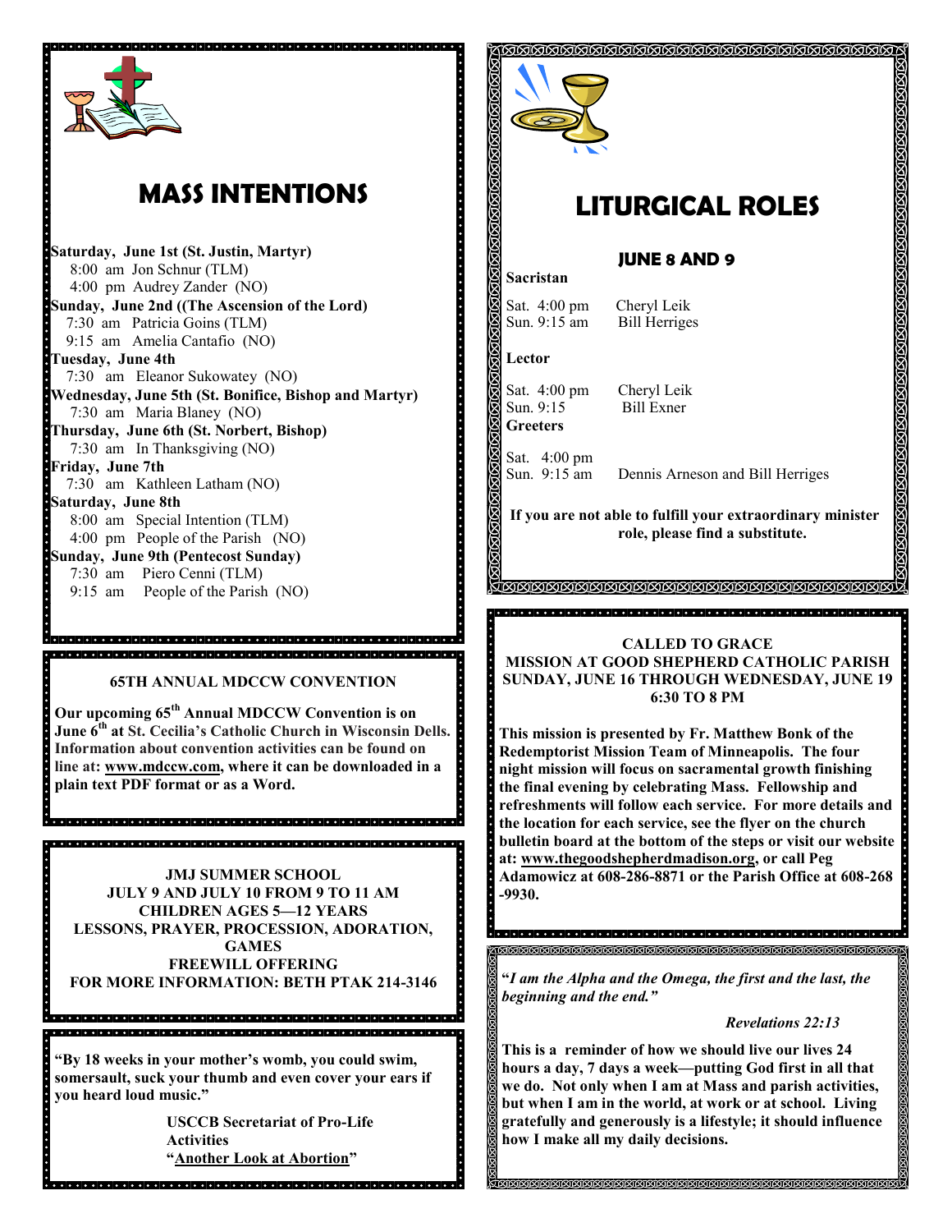# MASS INTENTIONS

**Saturday, June 1st (St. Justin, Martyr)**
8:00 am Jon Schnur (TLM)
4:00 pm Audrey Zander (NO)

**Sunday, June 2nd ((The Ascension of the Lord)**
7:30 am Patricia Goins (TLM)
9:15 am Amelia Cantafio (NO)

**Tuesday, June 4th**
7:30 am Eleanor Sukowatey (NO)

**Wednesday, June 5th (St. Boniface, Bishop and Martyr)**
7:30 am Maria Blaney (NO)

**Thursday, June 6th (St. Norbert, Bishop)**
7:30 am In Thanksgiving (NO)

**Friday, June 7th**
7:30 am Kathleen Latham (NO)

**Saturday, June 8th**
8:00 am Special Intention (TLM)
4:00 pm People of the Parish (NO)

**Sunday, June 9th (Pentecost Sunday)**
7:30 am Piero Cenni (TLM)
9:15 am People of the Parish (NO)

---

**65TH ANNUAL MDCCW CONVENTION**

**Our upcoming 65th Annual MDCCW Convention is on June 6th at St. Cecilia's Catholic Church in Wisconsin Dells. Information about convention activities can be found on line at: www.mdccw.com, where it can be downloaded in a plain text PDF format or as a Word.**

---

**JMJ SUMMER SCHOOL**
**JULY 9 AND JULY 10 FROM 9 TO 11 AM**
**CHILDREN AGES 5—12 YEARS**
**LESSONS, PRAYER, PROCESSION, ADORATION, GAMES**
**FREEWILL OFFERING**
**FOR MORE INFORMATION: BETH PTAK 214-3146**

---

**"By 18 weeks in your mother's womb, you could swim, somersault, suck your thumb and even cover your ears if you heard loud music."**

**USCCB Secretariat of Pro-Life Activities**
**"Another Look at Abortion"**

---

# LITURGICAL ROLES

## JUNE 8 AND 9

**Sacristan**

Sat. 4:00 pm Cheryl Leik
Sun. 9:15 am Bill Herriges

**Lector**

Sat. 4:00 pm Cheryl Leik
Sun. 9:15 Bill Exner

**Greeters**

Sat. 4:00 pm
Sun. 9:15 am Dennis Arneson and Bill Herriges

**If you are not able to fulfill your extraordinary minister role, please find a substitute.**

---

**CALLED TO GRACE**
**MISSION AT GOOD SHEPHERD CATHOLIC PARISH**
**SUNDAY, JUNE 16 THROUGH WEDNESDAY, JUNE 19**
**6:30 TO 8 PM**

**This mission is presented by Fr. Matthew Bonk of the Redemptorist Mission Team of Minneapolis. The four night mission will focus on sacramental growth finishing the final evening by celebrating Mass. Fellowship and refreshments will follow each service. For more details and the location for each service, see the flyer on the church bulletin board at the bottom of the steps or visit our website at: www.thegoodshepherdmadison.org, or call Peg Adamowicz at 608-286-8871 or the Parish Office at 608-268-9930.**

---

***"I am the Alpha and the Omega, the first and the last, the beginning and the end."***

***Revelations 22:13***

**This is a reminder of how we should live our lives 24 hours a day, 7 days a week—putting God first in all that we do. Not only when I am at Mass and parish activities, but when I am in the world, at work or at school. Living gratefully and generously is a lifestyle; it should influence how I make all my daily decisions.**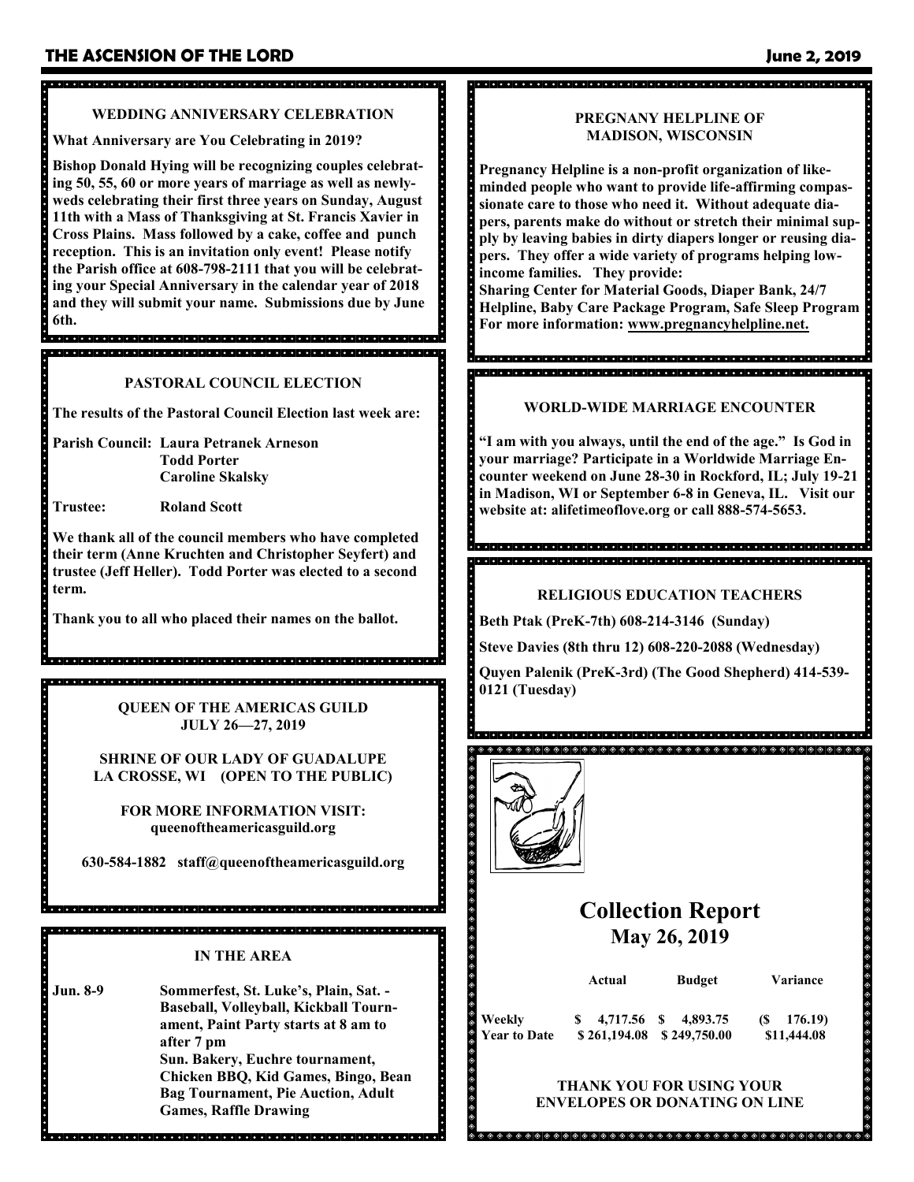### WEDDING ANNIVERSARY CELEBRATION

**What Anniversary are You Celebrating in 2019?**

**Bishop Donald Hying will be recognizing couples celebrating 50, 55, 60 or more years of marriage as well as newlyweds celebrating their first three years on Sunday, August 11th with a Mass of Thanksgiving at St. Francis Xavier in Cross Plains. Mass followed by a cake, coffee and punch reception. This is an invitation only event! Please notify the Parish office at 608-798-2111 that you will be celebrating your Special Anniversary in the calendar year of 2018 and they will submit your name. Submissions due by June 6th.**

### PASTORAL COUNCIL ELECTION

**The results of the Pastoral Council Election last week are:**

**Parish Council: Laura Petranek Arneson**
**Todd Porter**
**Caroline Skalsky**

**Trustee: Roland Scott**

**We thank all of the council members who have completed their term (Anne Kruchten and Christopher Seyfert) and trustee (Jeff Heller). Todd Porter was elected to a second term.**

**Thank you to all who placed their names on the ballot.**

### QUEEN OF THE AMERICAS GUILD
### JULY 26—27, 2019

**SHRINE OF OUR LADY OF GUADALUPE**
**LA CROSSE, WI (OPEN TO THE PUBLIC)**

**FOR MORE INFORMATION VISIT:**
**queenoftheamericasguild.org**

**630-584-1882 staff@queenoftheamericasguild.org**

### IN THE AREA

**Jun. 8-9** **Sommerfest, St. Luke's, Plain, Sat. - Baseball, Volleyball, Kickball Tournament, Paint Party starts at 8 am to after 7 pm**
**Sun. Bakery, Euchre tournament, Chicken BBQ, Kid Games, Bingo, Bean Bag Tournament, Pie Auction, Adult Games, Raffle Drawing**

### PREGNANY HELPLINE OF MADISON, WISCONSIN

**Pregnancy Helpline is a non-profit organization of like-minded people who want to provide life-affirming compassionate care to those who need it. Without adequate diapers, parents make do without or stretch their minimal supply by leaving babies in dirty diapers longer or reusing diapers. They offer a wide variety of programs helping low-income families. They provide:**
**Sharing Center for Material Goods, Diaper Bank, 24/7 Helpline, Baby Care Package Program, Safe Sleep Program**
**For more information: www.pregnancyhelpline.net.**

### WORLD-WIDE MARRIAGE ENCOUNTER

**"I am with you always, until the end of the age." Is God in your marriage? Participate in a Worldwide Marriage Encounter weekend on June 28-30 in Rockford, IL; July 19-21 in Madison, WI or September 6-8 in Geneva, IL. Visit our website at: alifetimeoflove.org or call 888-574-5653.**

### RELIGIOUS EDUCATION TEACHERS

**Beth Ptak (PreK-7th) 608-214-3146 (Sunday)**

**Steve Davies (8th thru 12) 608-220-2088 (Wednesday)**

**Quyen Palenik (PreK-3rd) (The Good Shepherd) 414-539-0121 (Tuesday)**

## Collection Report
### May 26, 2019

| | Actual | Budget | Variance |
|---|---|---|---|
| Weekly | $ 4,717.56 | $ 4,893.75 | ($ 176.19) |
| Year to Date | $ 261,194.08 | $ 249,750.00 | $11,444.08 |

**THANK YOU FOR USING YOUR ENVELOPES OR DONATING ON LINE**